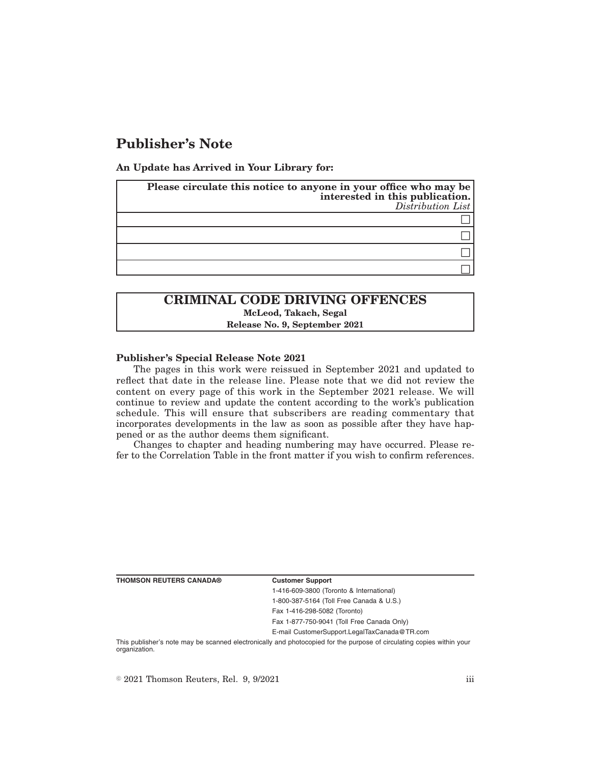# Publisher's Note

**An Update has Arrived in Your Library for:**

| **Please circulate this notice to anyone in your office who may be interested in this publication.** *Distribution List* |
|---|
| ☐ |
| ☐ |
| ☐ |
| ☐ |

## CRIMINAL CODE DRIVING OFFENCES

**McLeod, Takach, Segal**

**Release No. 9, September 2021**

**Publisher's Special Release Note 2021**

The pages in this work were reissued in September 2021 and updated to reflect that date in the release line. Please note that we did not review the content on every page of this work in the September 2021 release. We will continue to review and update the content according to the work's publication schedule. This will ensure that subscribers are reading commentary that incorporates developments in the law as soon as possible after they have happened or as the author deems them significant.

Changes to chapter and heading numbering may have occurred. Please refer to the Correlation Table in the front matter if you wish to confirm references.

**THOMSON REUTERS CANADA®**

**Customer Support**

1-416-609-3800 (Toronto & International)

1-800-387-5164 (Toll Free Canada & U.S.)

Fax 1-416-298-5082 (Toronto)

Fax 1-877-750-9041 (Toll Free Canada Only)

E-mail CustomerSupport.LegalTaxCanada@TR.com

This publisher's note may be scanned electronically and photocopied for the purpose of circulating copies within your organization.

© 2021 Thomson Reuters, Rel. 9, 9/2021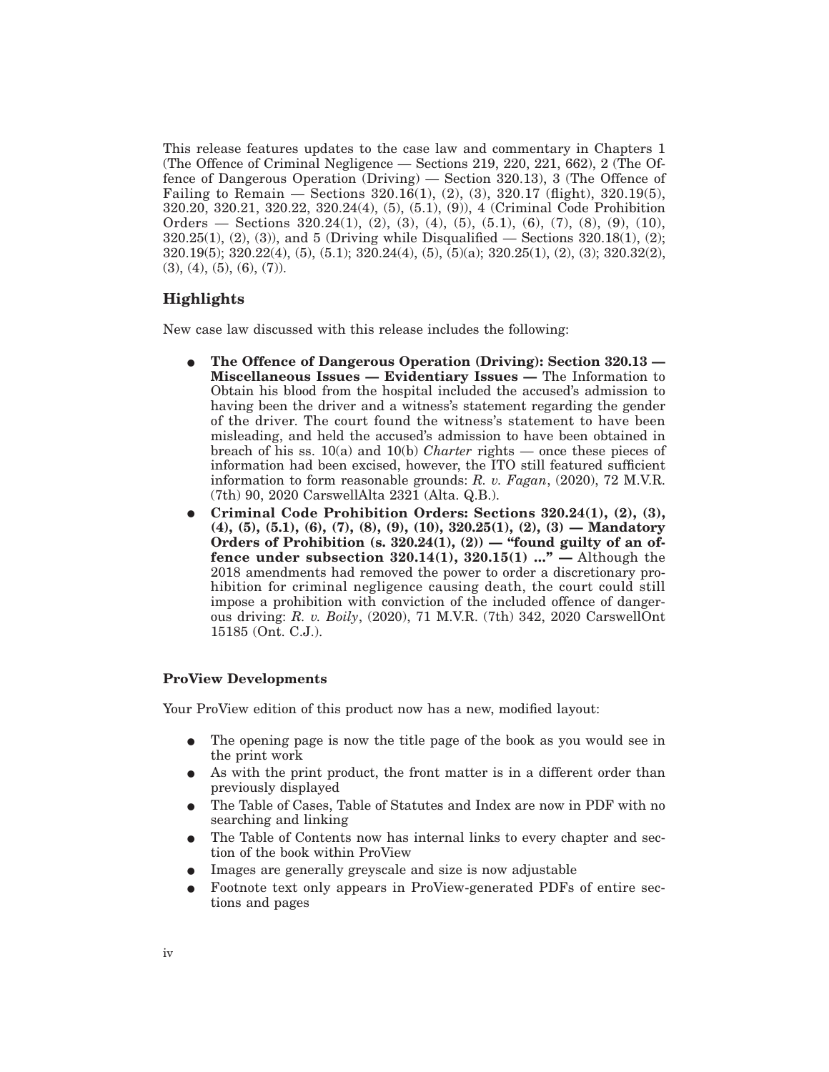This release features updates to the case law and commentary in Chapters 1 (The Offence of Criminal Negligence — Sections 219, 220, 221, 662), 2 (The Offence of Dangerous Operation (Driving) — Section 320.13), 3 (The Offence of Failing to Remain — Sections 320.16(1), (2), (3), 320.17 (flight), 320.19(5), 320.20, 320.21, 320.22, 320.24(4), (5), (5.1), (9)), 4 (Criminal Code Prohibition Orders — Sections 320.24(1), (2), (3), (4), (5), (5.1), (6), (7), (8), (9), (10), 320.25(1), (2), (3)), and 5 (Driving while Disqualified — Sections 320.18(1), (2); 320.19(5); 320.22(4), (5), (5.1); 320.24(4), (5), (5)(a); 320.25(1), (2), (3); 320.32(2), (3), (4), (5), (6), (7)).

## Highlights

New case law discussed with this release includes the following:

- **The Offence of Dangerous Operation (Driving): Section 320.13 — Miscellaneous Issues — Evidentiary Issues —** The Information to Obtain his blood from the hospital included the accused's admission to having been the driver and a witness's statement regarding the gender of the driver. The court found the witness's statement to have been misleading, and held the accused's admission to have been obtained in breach of his ss. 10(a) and 10(b) *Charter* rights — once these pieces of information had been excised, however, the ITO still featured sufficient information to form reasonable grounds: *R. v. Fagan*, (2020), 72 M.V.R. (7th) 90, 2020 CarswellAlta 2321 (Alta. Q.B.).
- **Criminal Code Prohibition Orders: Sections 320.24(1), (2), (3), (4), (5), (5.1), (6), (7), (8), (9), (10), 320.25(1), (2), (3) — Mandatory Orders of Prohibition (s. 320.24(1), (2)) — "found guilty of an offence under subsection 320.14(1), 320.15(1) ..." —** Although the 2018 amendments had removed the power to order a discretionary prohibition for criminal negligence causing death, the court could still impose a prohibition with conviction of the included offence of dangerous driving: *R. v. Boily*, (2020), 71 M.V.R. (7th) 342, 2020 CarswellOnt 15185 (Ont. C.J.).

### ProView Developments

Your ProView edition of this product now has a new, modified layout:

- The opening page is now the title page of the book as you would see in the print work
- As with the print product, the front matter is in a different order than previously displayed
- The Table of Cases, Table of Statutes and Index are now in PDF with no searching and linking
- The Table of Contents now has internal links to every chapter and section of the book within ProView
- Images are generally greyscale and size is now adjustable
- Footnote text only appears in ProView-generated PDFs of entire sections and pages